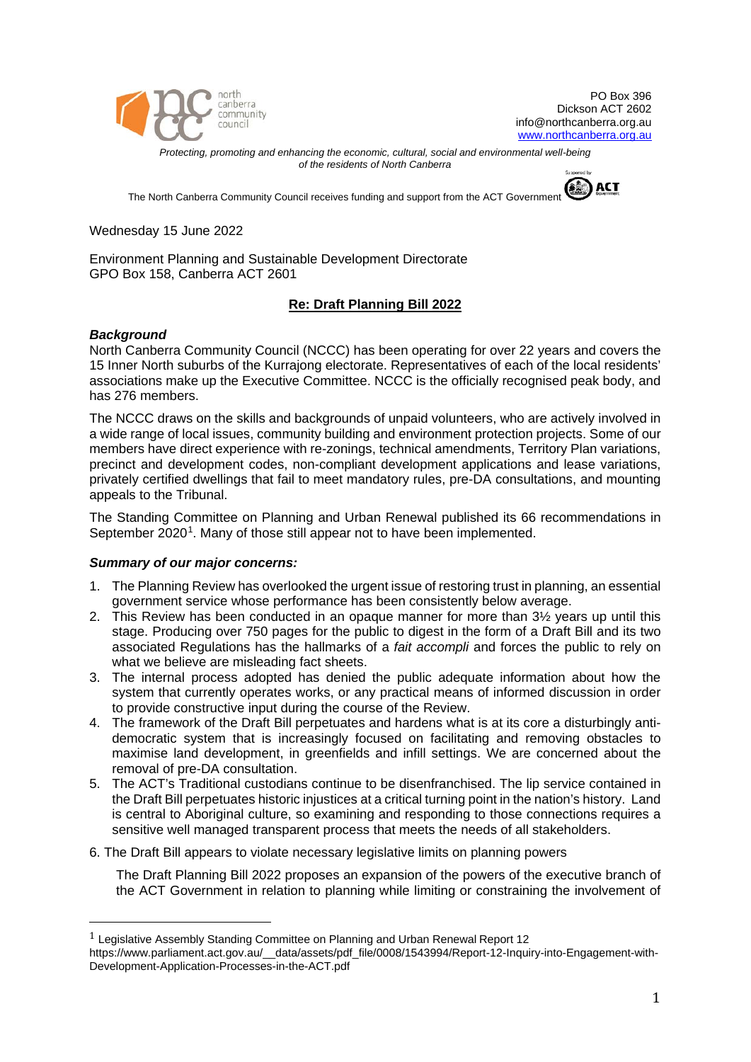north canberra community council

PO Box 396
Dickson ACT 2602
info@northcanberra.org.au
www.northcanberra.org.au

*Protecting, promoting and enhancing the economic, cultural, social and environmental well-being of the residents of North Canberra*

The North Canberra Community Council receives funding and support from the ACT Government

Wednesday 15 June 2022

Environment Planning and Sustainable Development Directorate
GPO Box 158, Canberra ACT 2601

**Re: Draft Planning Bill 2022**

***Background***

North Canberra Community Council (NCCC) has been operating for over 22 years and covers the 15 Inner North suburbs of the Kurrajong electorate. Representatives of each of the local residents' associations make up the Executive Committee. NCCC is the officially recognised peak body, and has 276 members.

The NCCC draws on the skills and backgrounds of unpaid volunteers, who are actively involved in a wide range of local issues, community building and environment protection projects. Some of our members have direct experience with re-zonings, technical amendments, Territory Plan variations, precinct and development codes, non-compliant development applications and lease variations, privately certified dwellings that fail to meet mandatory rules, pre-DA consultations, and mounting appeals to the Tribunal.

The Standing Committee on Planning and Urban Renewal published its 66 recommendations in September 2020[1]. Many of those still appear not to have been implemented.

***Summary of our major concerns:***

1. The Planning Review has overlooked the urgent issue of restoring trust in planning, an essential government service whose performance has been consistently below average.
2. This Review has been conducted in an opaque manner for more than 3½ years up until this stage. Producing over 750 pages for the public to digest in the form of a Draft Bill and its two associated Regulations has the hallmarks of a *fait accompli* and forces the public to rely on what we believe are misleading fact sheets.
3. The internal process adopted has denied the public adequate information about how the system that currently operates works, or any practical means of informed discussion in order to provide constructive input during the course of the Review.
4. The framework of the Draft Bill perpetuates and hardens what is at its core a disturbingly anti-democratic system that is increasingly focused on facilitating and removing obstacles to maximise land development, in greenfields and infill settings. We are concerned about the removal of pre-DA consultation.
5. The ACT's Traditional custodians continue to be disenfranchised. The lip service contained in the Draft Bill perpetuates historic injustices at a critical turning point in the nation's history. Land is central to Aboriginal culture, so examining and responding to those connections requires a sensitive well managed transparent process that meets the needs of all stakeholders.
6. The Draft Bill appears to violate necessary legislative limits on planning powers

   The Draft Planning Bill 2022 proposes an expansion of the powers of the executive branch of the ACT Government in relation to planning while limiting or constraining the involvement of

---

[1] Legislative Assembly Standing Committee on Planning and Urban Renewal Report 12 https://www.parliament.act.gov.au/__data/assets/pdf_file/0008/1543994/Report-12-Inquiry-into-Engagement-with-Development-Application-Processes-in-the-ACT.pdf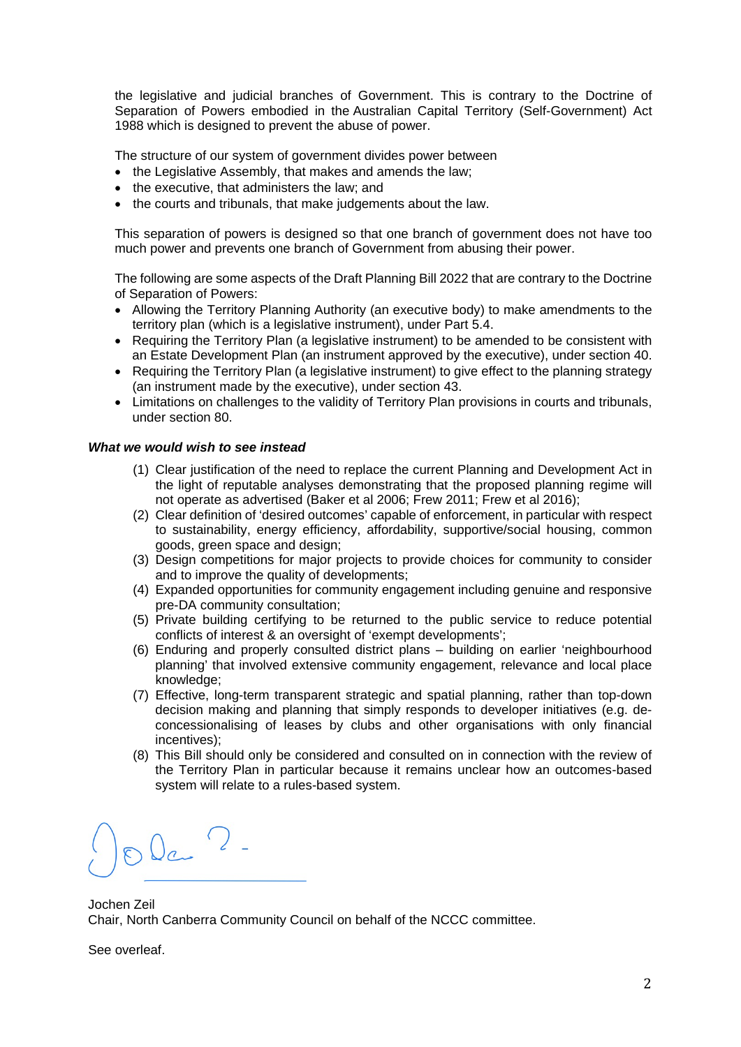the legislative and judicial branches of Government. This is contrary to the Doctrine of Separation of Powers embodied in the Australian Capital Territory (Self-Government) Act 1988 which is designed to prevent the abuse of power.

The structure of our system of government divides power between

- the Legislative Assembly, that makes and amends the law;
- the executive, that administers the law; and
- the courts and tribunals, that make judgements about the law.

This separation of powers is designed so that one branch of government does not have too much power and prevents one branch of Government from abusing their power.

The following are some aspects of the Draft Planning Bill 2022 that are contrary to the Doctrine of Separation of Powers:

- Allowing the Territory Planning Authority (an executive body) to make amendments to the territory plan (which is a legislative instrument), under Part 5.4.
- Requiring the Territory Plan (a legislative instrument) to be amended to be consistent with an Estate Development Plan (an instrument approved by the executive), under section 40.
- Requiring the Territory Plan (a legislative instrument) to give effect to the planning strategy (an instrument made by the executive), under section 43.
- Limitations on challenges to the validity of Territory Plan provisions in courts and tribunals, under section 80.

***What we would wish to see instead***

(1) Clear justification of the need to replace the current Planning and Development Act in the light of reputable analyses demonstrating that the proposed planning regime will not operate as advertised (Baker et al 2006; Frew 2011; Frew et al 2016);

(2) Clear definition of 'desired outcomes' capable of enforcement, in particular with respect to sustainability, energy efficiency, affordability, supportive/social housing, common goods, green space and design;

(3) Design competitions for major projects to provide choices for community to consider and to improve the quality of developments;

(4) Expanded opportunities for community engagement including genuine and responsive pre-DA community consultation;

(5) Private building certifying to be returned to the public service to reduce potential conflicts of interest & an oversight of 'exempt developments';

(6) Enduring and properly consulted district plans – building on earlier 'neighbourhood planning' that involved extensive community engagement, relevance and local place knowledge;

(7) Effective, long-term transparent strategic and spatial planning, rather than top-down decision making and planning that simply responds to developer initiatives (e.g. de-concessionalising of leases by clubs and other organisations with only financial incentives);

(8) This Bill should only be considered and consulted on in connection with the review of the Territory Plan in particular because it remains unclear how an outcomes-based system will relate to a rules-based system.

Jochen Zeil
Chair, North Canberra Community Council on behalf of the NCCC committee.

See overleaf.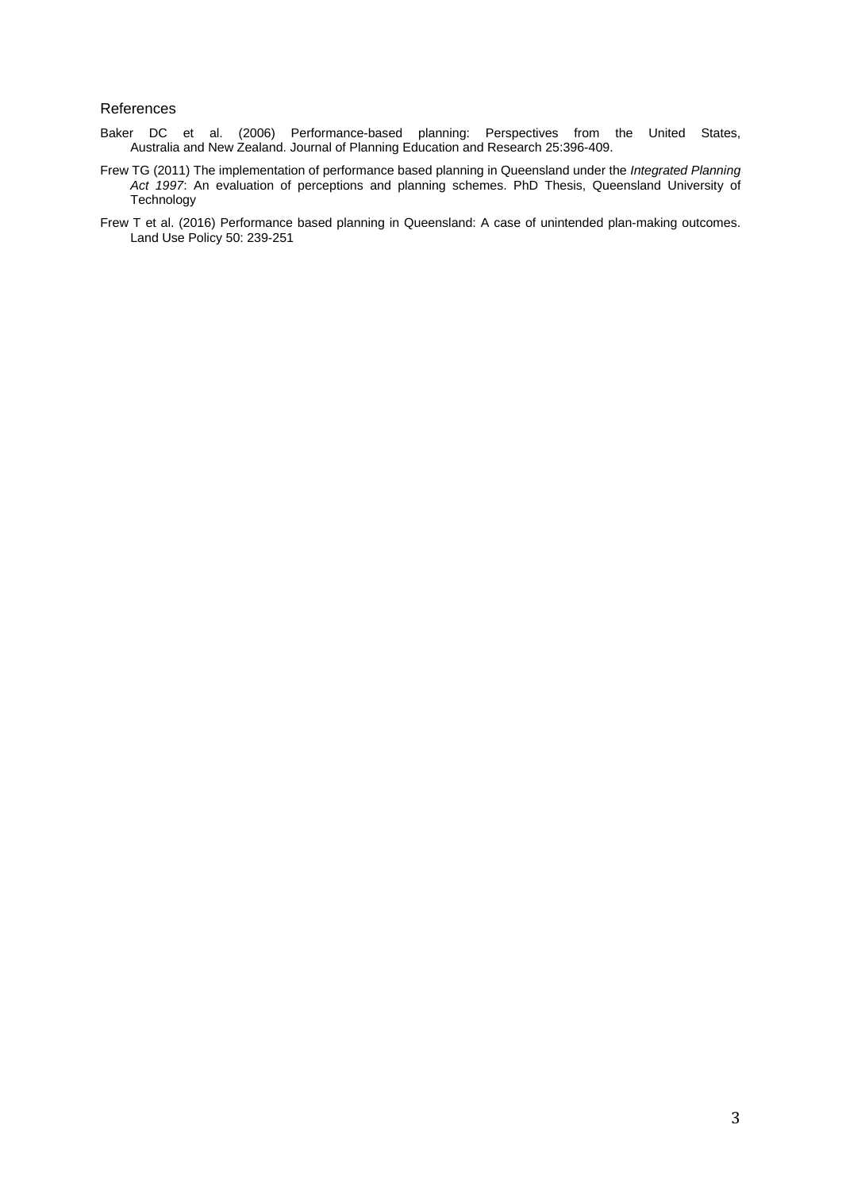## References

Baker DC et al. (2006) Performance-based planning: Perspectives from the United States, Australia and New Zealand. Journal of Planning Education and Research 25:396-409.

Frew TG (2011) The implementation of performance based planning in Queensland under the *Integrated Planning Act 1997*: An evaluation of perceptions and planning schemes. PhD Thesis, Queensland University of Technology

Frew T et al. (2016) Performance based planning in Queensland: A case of unintended plan-making outcomes. Land Use Policy 50: 239-251